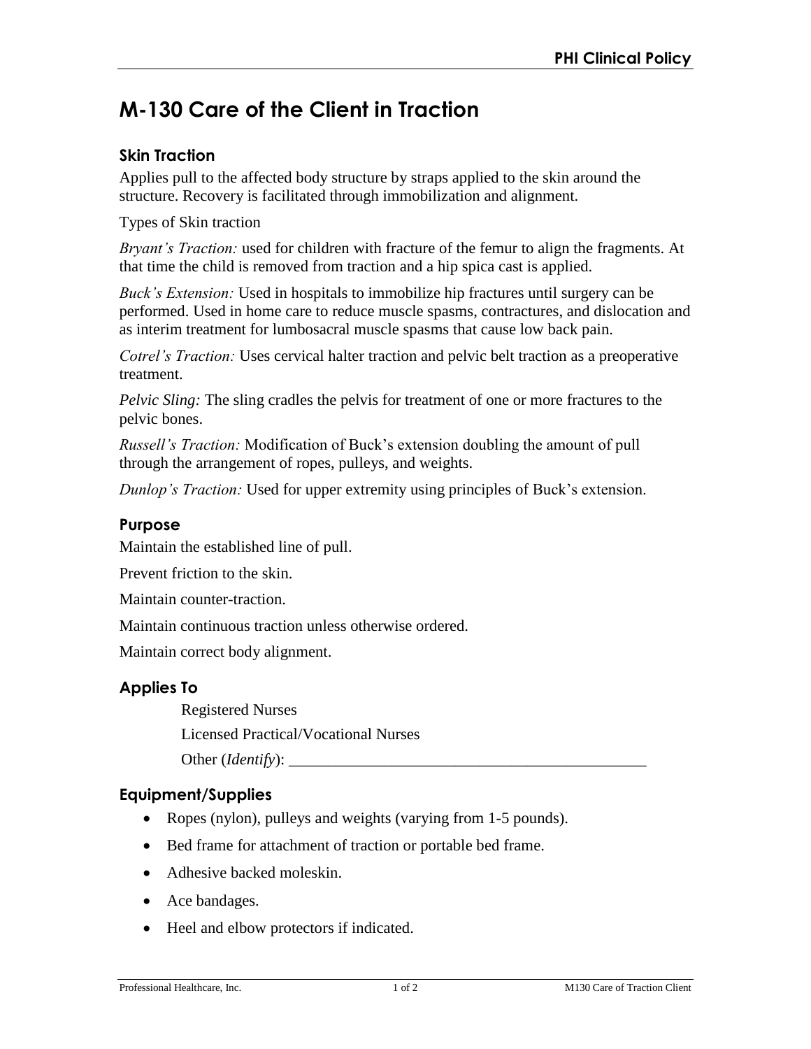# M-130 Care of the Client in Traction

## Skin Traction

Applies pull to the affected body structure by straps applied to the skin around the structure. Recovery is facilitated through immobilization and alignment.

Types of Skin traction

*Bryant's Traction:* used for children with fracture of the femur to align the fragments. At that time the child is removed from traction and a hip spica cast is applied.

*Buck's Extension:* Used in hospitals to immobilize hip fractures until surgery can be performed. Used in home care to reduce muscle spasms, contractures, and dislocation and as interim treatment for lumbosacral muscle spasms that cause low back pain.

*Cotrel's Traction:* Uses cervical halter traction and pelvic belt traction as a preoperative treatment.

*Pelvic Sling:* The sling cradles the pelvis for treatment of one or more fractures to the pelvic bones.

*Russell's Traction:* Modification of Buck's extension doubling the amount of pull through the arrangement of ropes, pulleys, and weights.

*Dunlop's Traction:* Used for upper extremity using principles of Buck's extension.

## Purpose

Maintain the established line of pull.

Prevent friction to the skin.

Maintain counter-traction.

Maintain continuous traction unless otherwise ordered.

Maintain correct body alignment.

## Applies To

Registered Nurses

Licensed Practical/Vocational Nurses

Other (*Identify*): _______________________________________________

## Equipment/Supplies

- Ropes (nylon), pulleys and weights (varying from 1-5 pounds).
- Bed frame for attachment of traction or portable bed frame.
- Adhesive backed moleskin.
- Ace bandages.
- Heel and elbow protectors if indicated.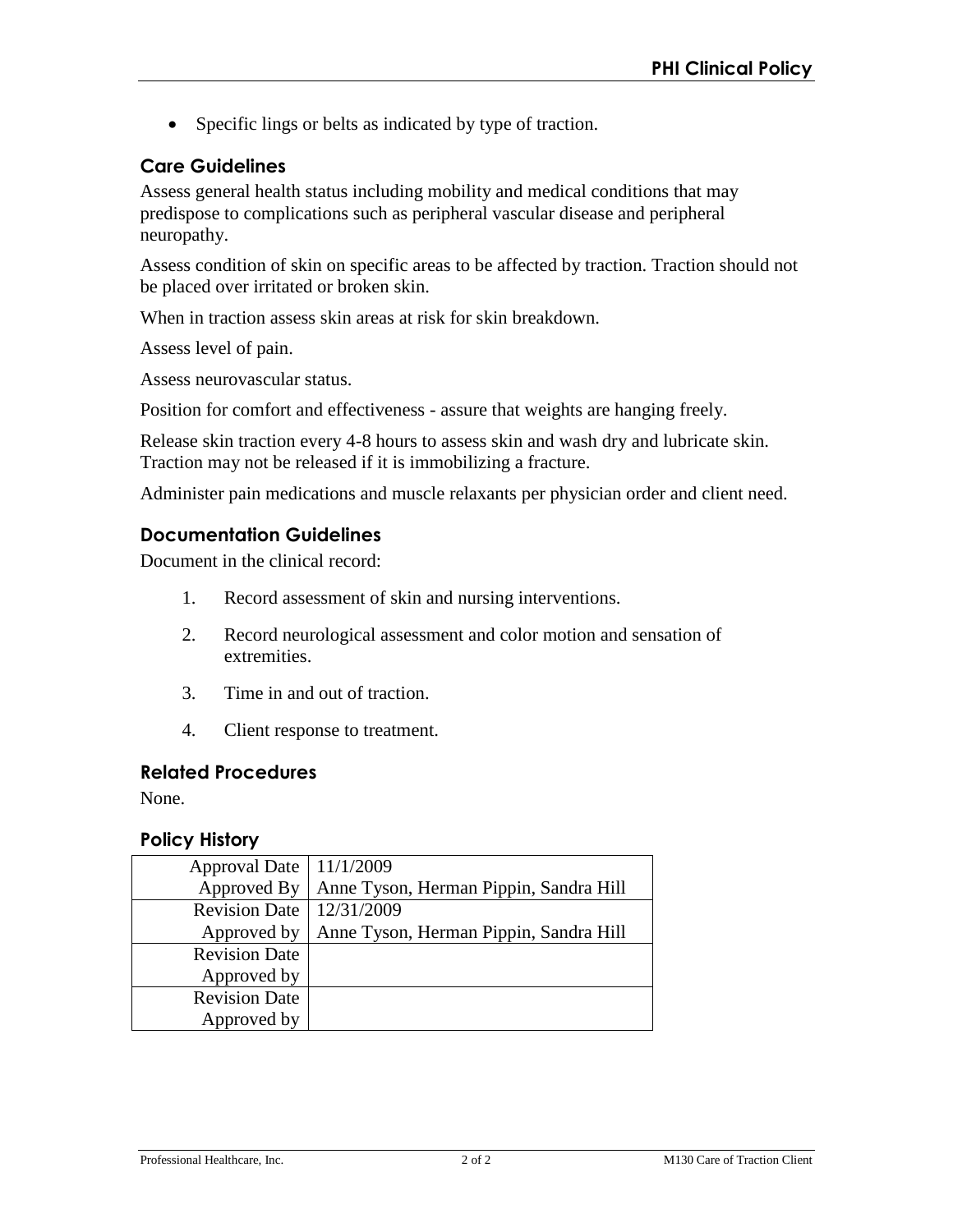- Specific lings or belts as indicated by type of traction.

## Care Guidelines

Assess general health status including mobility and medical conditions that may predispose to complications such as peripheral vascular disease and peripheral neuropathy.

Assess condition of skin on specific areas to be affected by traction. Traction should not be placed over irritated or broken skin.

When in traction assess skin areas at risk for skin breakdown.

Assess level of pain.

Assess neurovascular status.

Position for comfort and effectiveness - assure that weights are hanging freely.

Release skin traction every 4-8 hours to assess skin and wash dry and lubricate skin. Traction may not be released if it is immobilizing a fracture.

Administer pain medications and muscle relaxants per physician order and client need.

## Documentation Guidelines

Document in the clinical record:

1. Record assessment of skin and nursing interventions.
2. Record neurological assessment and color motion and sensation of extremities.
3. Time in and out of traction.
4. Client response to treatment.

## Related Procedures

None.

## Policy History

| | |
|---|---|
| Approval Date | 11/1/2009 |
| Approved By | Anne Tyson, Herman Pippin, Sandra Hill |
| Revision Date | 12/31/2009 |
| Approved by | Anne Tyson, Herman Pippin, Sandra Hill |
| Revision Date | |
| Approved by | |
| Revision Date | |
| Approved by | |